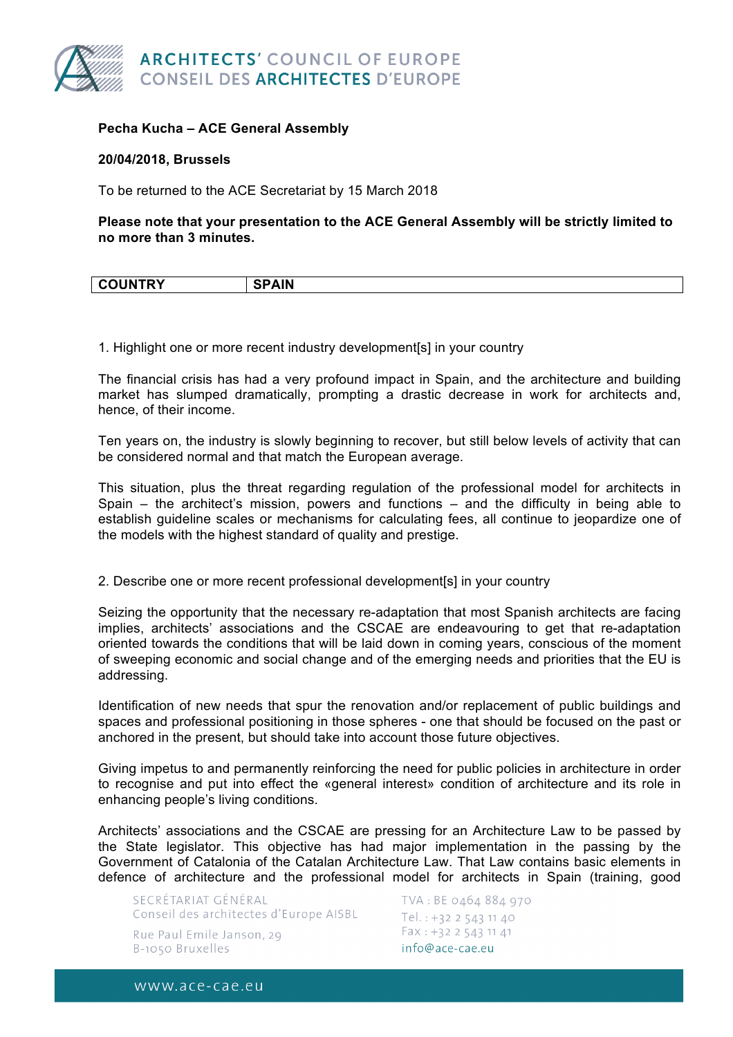**Pecha Kucha – ACE General Assembly**

**20/04/2018, Brussels**

To be returned to the ACE Secretariat by 15 March 2018

**Please note that your presentation to the ACE General Assembly will be strictly limited to no more than 3 minutes.**

| COUNTRY | SPAIN |
|---|---|

1. Highlight one or more recent industry development[s] in your country

The financial crisis has had a very profound impact in Spain, and the architecture and building market has slumped dramatically, prompting a drastic decrease in work for architects and, hence, of their income.

Ten years on, the industry is slowly beginning to recover, but still below levels of activity that can be considered normal and that match the European average.

This situation, plus the threat regarding regulation of the professional model for architects in Spain – the architect's mission, powers and functions – and the difficulty in being able to establish guideline scales or mechanisms for calculating fees, all continue to jeopardize one of the models with the highest standard of quality and prestige.

2. Describe one or more recent professional development[s] in your country

Seizing the opportunity that the necessary re-adaptation that most Spanish architects are facing implies, architects' associations and the CSCAE are endeavouring to get that re-adaptation oriented towards the conditions that will be laid down in coming years, conscious of the moment of sweeping economic and social change and of the emerging needs and priorities that the EU is addressing.

Identification of new needs that spur the renovation and/or replacement of public buildings and spaces and professional positioning in those spheres - one that should be focused on the past or anchored in the present, but should take into account those future objectives.

Giving impetus to and permanently reinforcing the need for public policies in architecture in order to recognise and put into effect the «general interest» condition of architecture and its role in enhancing people's living conditions.

Architects' associations and the CSCAE are pressing for an Architecture Law to be passed by the State legislator. This objective has had major implementation in the passing by the Government of Catalonia of the Catalan Architecture Law. That Law contains basic elements in defence of architecture and the professional model for architects in Spain (training, good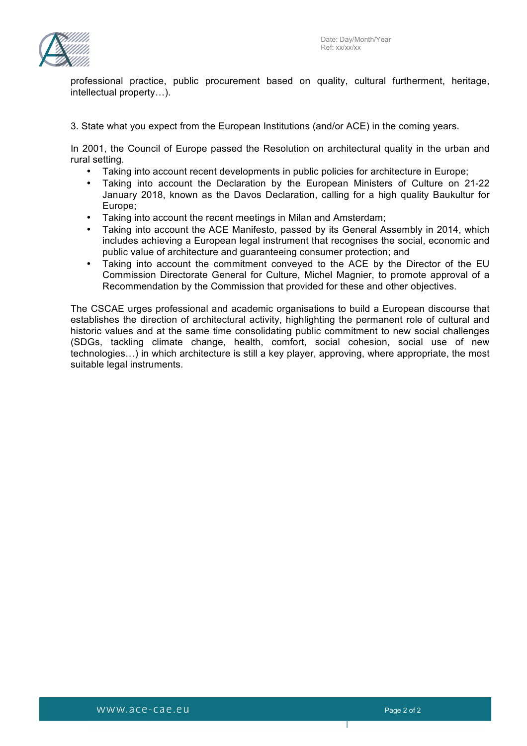professional practice, public procurement based on quality, cultural furtherment, heritage, intellectual property…).

3. State what you expect from the European Institutions (and/or ACE) in the coming years.

In 2001, the Council of Europe passed the Resolution on architectural quality in the urban and rural setting.

- Taking into account recent developments in public policies for architecture in Europe;
- Taking into account the Declaration by the European Ministers of Culture on 21-22 January 2018, known as the Davos Declaration, calling for a high quality Baukultur for Europe;
- Taking into account the recent meetings in Milan and Amsterdam;
- Taking into account the ACE Manifesto, passed by its General Assembly in 2014, which includes achieving a European legal instrument that recognises the social, economic and public value of architecture and guaranteeing consumer protection; and
- Taking into account the commitment conveyed to the ACE by the Director of the EU Commission Directorate General for Culture, Michel Magnier, to promote approval of a Recommendation by the Commission that provided for these and other objectives.

The CSCAE urges professional and academic organisations to build a European discourse that establishes the direction of architectural activity, highlighting the permanent role of cultural and historic values and at the same time consolidating public commitment to new social challenges (SDGs, tackling climate change, health, comfort, social cohesion, social use of new technologies…) in which architecture is still a key player, approving, where appropriate, the most suitable legal instruments.